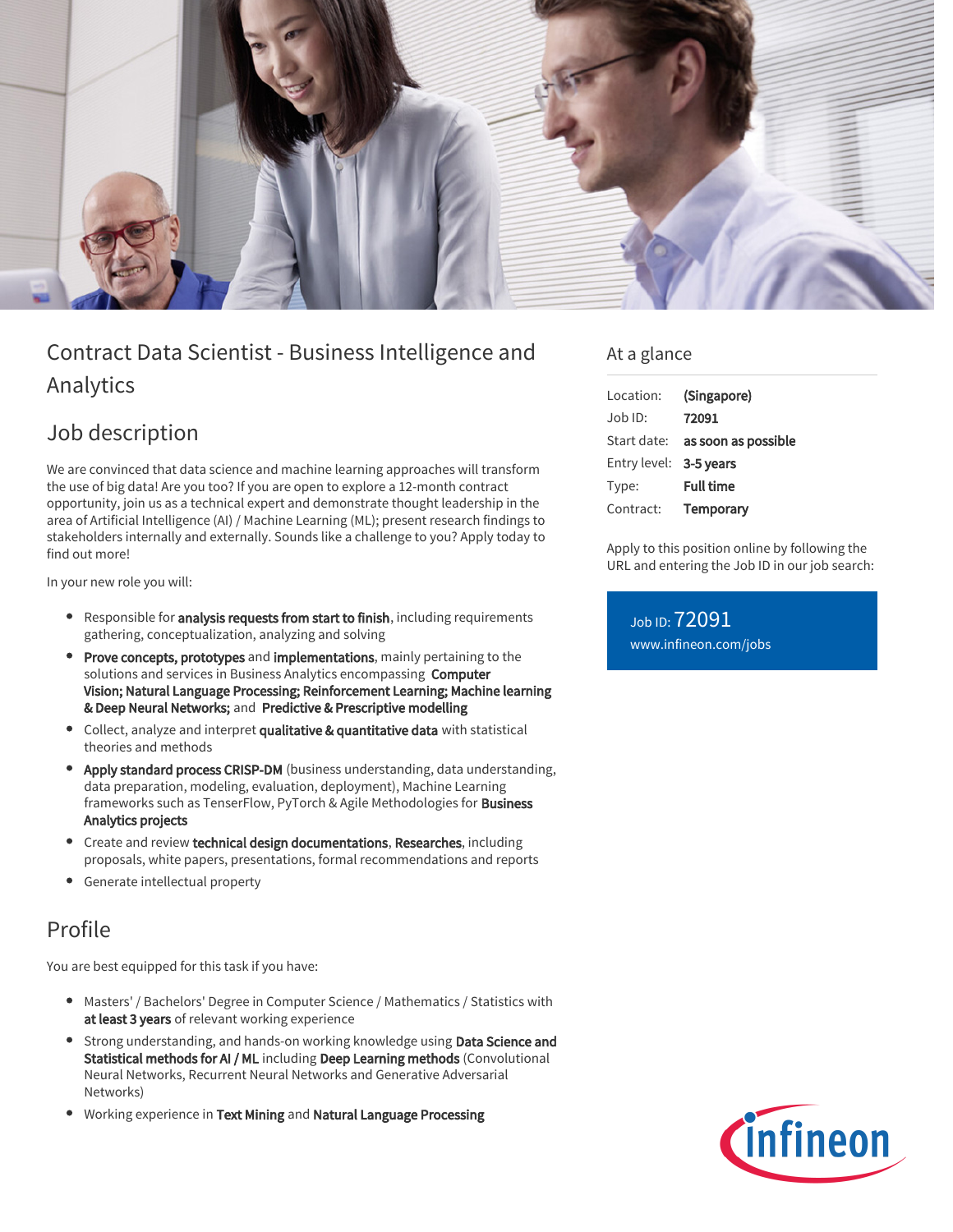# Contract Data Scientist - Business Intelligence and Analytics

## Job description

We are convinced that data science and machine learning approaches will transform the use of big data! Are you too? If you are open to explore a 12-month contract opportunity, join us as a technical expert and demonstrate thought leadership in the area of Artificial Intelligence (AI) / Machine Learning (ML); present research findings to stakeholders internally and externally. Sounds like a challenge to you? Apply today to find out more!

In your new role you will:

- Responsible for **analysis requests from start to finish**, including requirements gathering, conceptualization, analyzing and solving
- **Prove concepts, prototypes** and **implementations**, mainly pertaining to the solutions and services in Business Analytics encompassing **Computer Vision; Natural Language Processing; Reinforcement Learning; Machine learning & Deep Neural Networks;** and **Predictive & Prescriptive modelling**
- Collect, analyze and interpret **qualitative & quantitative data** with statistical theories and methods
- **Apply standard process CRISP-DM** (business understanding, data understanding, data preparation, modeling, evaluation, deployment), Machine Learning frameworks such as TenserFlow, PyTorch & Agile Methodologies for **Business Analytics projects**
- Create and review **technical design documentations**, **Researches**, including proposals, white papers, presentations, formal recommendations and reports
- Generate intellectual property

## Profile

You are best equipped for this task if you have:

- Masters' / Bachelors' Degree in Computer Science / Mathematics / Statistics with **at least 3 years** of relevant working experience
- Strong understanding, and hands-on working knowledge using **Data Science and Statistical methods for AI / ML** including **Deep Learning methods** (Convolutional Neural Networks, Recurrent Neural Networks and Generative Adversarial Networks)
- Working experience in **Text Mining** and **Natural Language Processing**

## At a glance

| | |
|---|---|
| Location: | **(Singapore)** |
| Job ID: | **72091** |
| Start date: | **as soon as possible** |
| Entry level: | **3-5 years** |
| Type: | **Full time** |
| Contract: | **Temporary** |

Apply to this position online by following the URL and entering the Job ID in our job search:

Job ID: 72091
www.infineon.com/jobs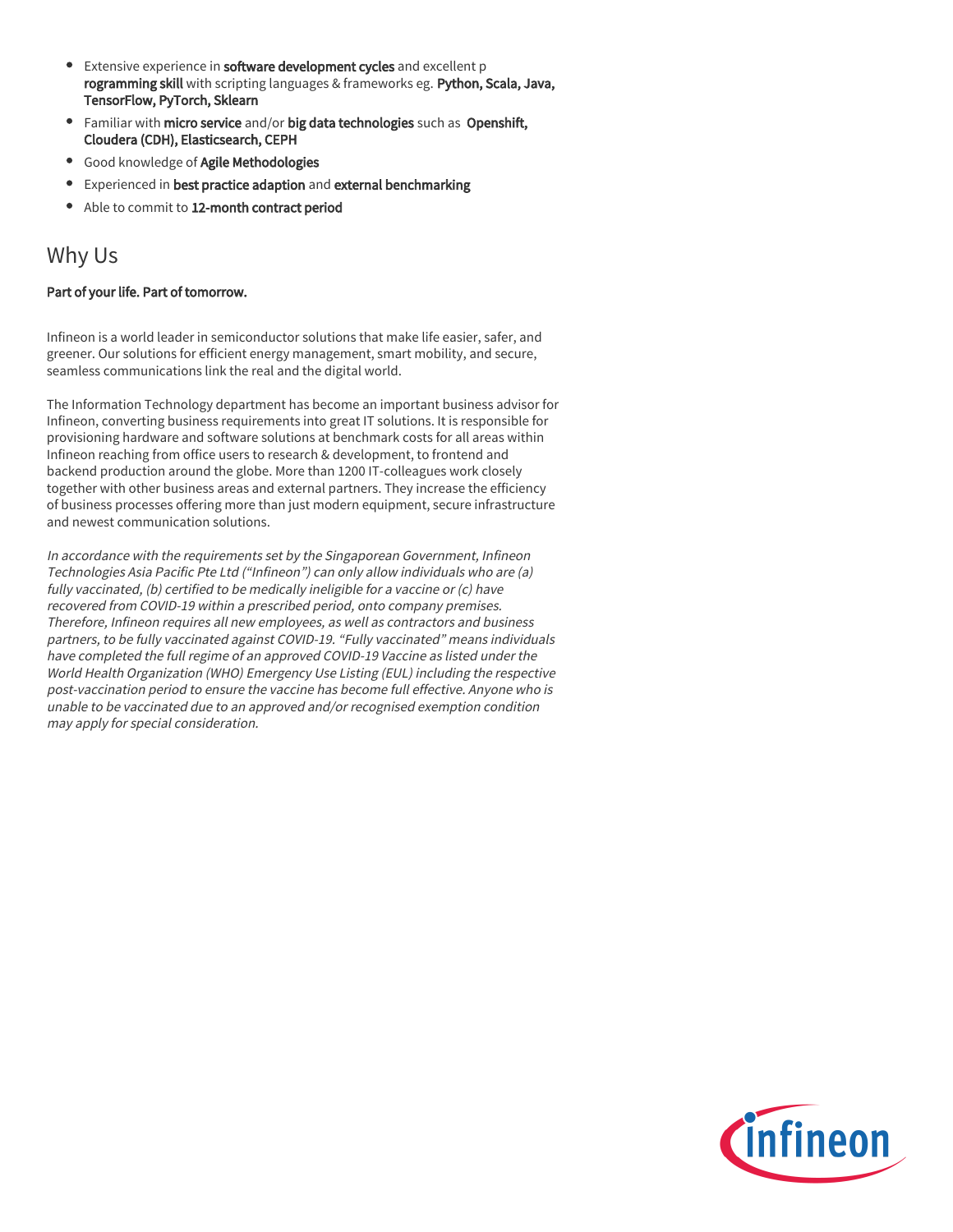- Extensive experience in **software development cycles** and excellent p **rogramming skill** with scripting languages & frameworks eg. **Python, Scala, Java, TensorFlow, PyTorch, Sklearn**
- Familiar with **micro service** and/or **big data technologies** such as **Openshift, Cloudera (CDH), Elasticsearch, CEPH**
- Good knowledge of **Agile Methodologies**
- Experienced in **best practice adaption** and **external benchmarking**
- Able to commit to **12-month contract period**

## Why Us

**Part of your life. Part of tomorrow.**

Infineon is a world leader in semiconductor solutions that make life easier, safer, and greener. Our solutions for efficient energy management, smart mobility, and secure, seamless communications link the real and the digital world.

The Information Technology department has become an important business advisor for Infineon, converting business requirements into great IT solutions. It is responsible for provisioning hardware and software solutions at benchmark costs for all areas within Infineon reaching from office users to research & development, to frontend and backend production around the globe. More than 1200 IT-colleagues work closely together with other business areas and external partners. They increase the efficiency of business processes offering more than just modern equipment, secure infrastructure and newest communication solutions.

*In accordance with the requirements set by the Singaporean Government, Infineon Technologies Asia Pacific Pte Ltd ("Infineon") can only allow individuals who are (a) fully vaccinated, (b) certified to be medically ineligible for a vaccine or (c) have recovered from COVID-19 within a prescribed period, onto company premises. Therefore, Infineon requires all new employees, as well as contractors and business partners, to be fully vaccinated against COVID-19. "Fully vaccinated" means individuals have completed the full regime of an approved COVID-19 Vaccine as listed under the World Health Organization (WHO) Emergency Use Listing (EUL) including the respective post-vaccination period to ensure the vaccine has become full effective. Anyone who is unable to be vaccinated due to an approved and/or recognised exemption condition may apply for special consideration.*